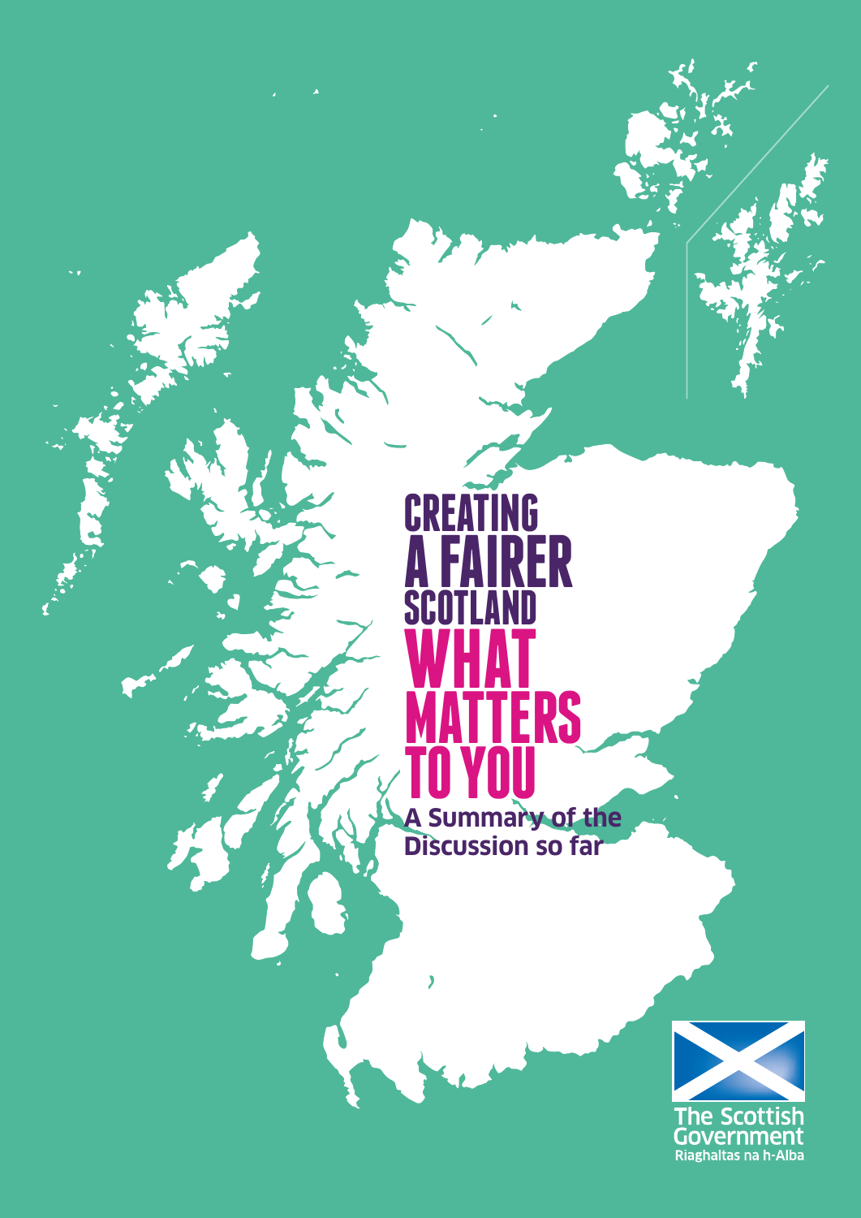# CREATING A FAIRER SCOTLAND

# WHAT MATTERS TO YOU

**A Summary of the Discussion so far**

The Scottish Government
Riaghaltas na h-Alba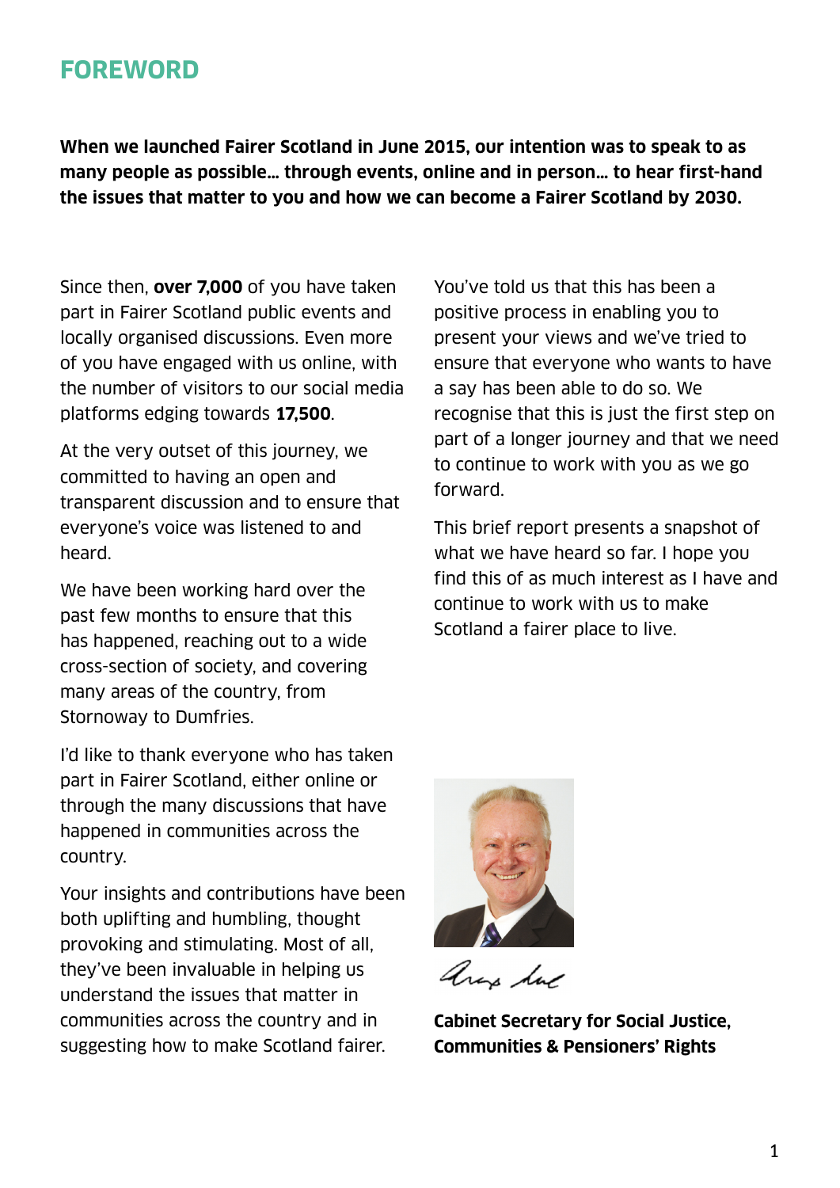## FOREWORD

**When we launched Fairer Scotland in June 2015, our intention was to speak to as many people as possible… through events, online and in person… to hear first-hand the issues that matter to you and how we can become a Fairer Scotland by 2030.**

Since then, **over 7,000** of you have taken part in Fairer Scotland public events and locally organised discussions. Even more of you have engaged with us online, with the number of visitors to our social media platforms edging towards **17,500**.

At the very outset of this journey, we committed to having an open and transparent discussion and to ensure that everyone's voice was listened to and heard.

We have been working hard over the past few months to ensure that this has happened, reaching out to a wide cross-section of society, and covering many areas of the country, from Stornoway to Dumfries.

I'd like to thank everyone who has taken part in Fairer Scotland, either online or through the many discussions that have happened in communities across the country.

Your insights and contributions have been both uplifting and humbling, thought provoking and stimulating. Most of all, they've been invaluable in helping us understand the issues that matter in communities across the country and in suggesting how to make Scotland fairer.

You've told us that this has been a positive process in enabling you to present your views and we've tried to ensure that everyone who wants to have a say has been able to do so. We recognise that this is just the first step on part of a longer journey and that we need to continue to work with you as we go forward.

This brief report presents a snapshot of what we have heard so far. I hope you find this of as much interest as I have and continue to work with us to make Scotland a fairer place to live.

**Cabinet Secretary for Social Justice, Communities & Pensioners' Rights**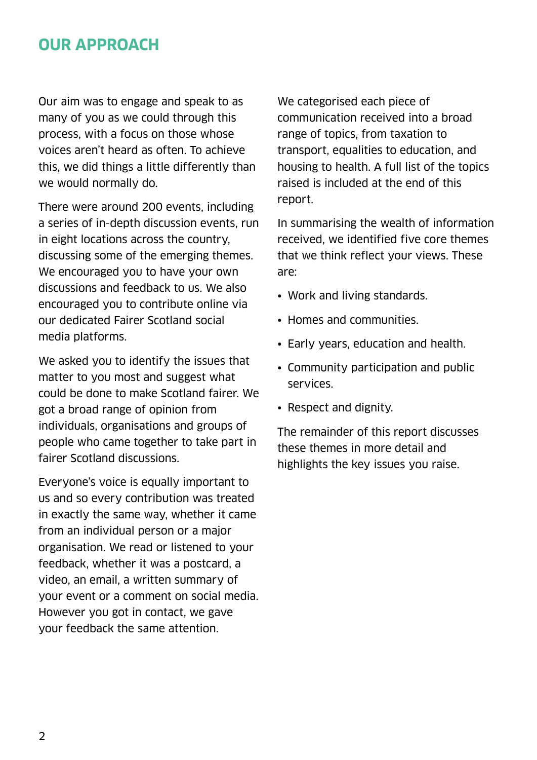# OUR APPROACH

Our aim was to engage and speak to as many of you as we could through this process, with a focus on those whose voices aren't heard as often. To achieve this, we did things a little differently than we would normally do.

There were around 200 events, including a series of in-depth discussion events, run in eight locations across the country, discussing some of the emerging themes. We encouraged you to have your own discussions and feedback to us. We also encouraged you to contribute online via our dedicated Fairer Scotland social media platforms.

We asked you to identify the issues that matter to you most and suggest what could be done to make Scotland fairer. We got a broad range of opinion from individuals, organisations and groups of people who came together to take part in fairer Scotland discussions.

Everyone's voice is equally important to us and so every contribution was treated in exactly the same way, whether it came from an individual person or a major organisation. We read or listened to your feedback, whether it was a postcard, a video, an email, a written summary of your event or a comment on social media. However you got in contact, we gave your feedback the same attention.

We categorised each piece of communication received into a broad range of topics, from taxation to transport, equalities to education, and housing to health. A full list of the topics raised is included at the end of this report.

In summarising the wealth of information received, we identified five core themes that we think reflect your views. These are:

- Work and living standards.
- Homes and communities.
- Early years, education and health.
- Community participation and public services.
- Respect and dignity.

The remainder of this report discusses these themes in more detail and highlights the key issues you raise.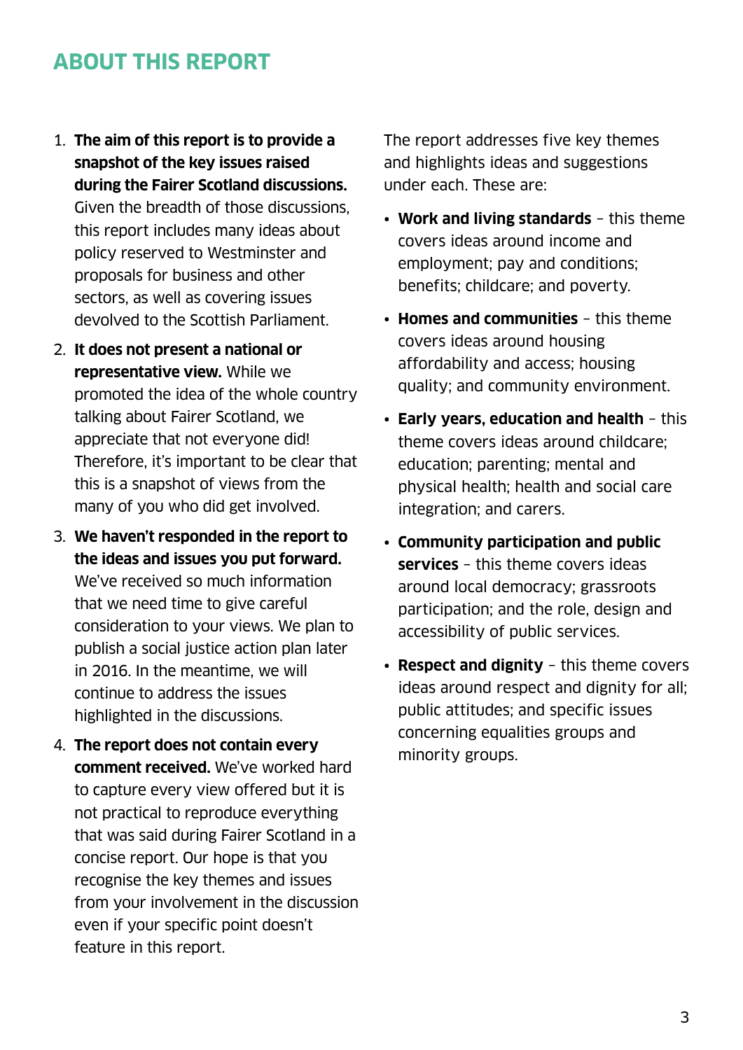## ABOUT THIS REPORT

1. **The aim of this report is to provide a snapshot of the key issues raised during the Fairer Scotland discussions.** Given the breadth of those discussions, this report includes many ideas about policy reserved to Westminster and proposals for business and other sectors, as well as covering issues devolved to the Scottish Parliament.
2. **It does not present a national or representative view.** While we promoted the idea of the whole country talking about Fairer Scotland, we appreciate that not everyone did! Therefore, it's important to be clear that this is a snapshot of views from the many of you who did get involved.
3. **We haven't responded in the report to the ideas and issues you put forward.** We've received so much information that we need time to give careful consideration to your views. We plan to publish a social justice action plan later in 2016. In the meantime, we will continue to address the issues highlighted in the discussions.
4. **The report does not contain every comment received.** We've worked hard to capture every view offered but it is not practical to reproduce everything that was said during Fairer Scotland in a concise report. Our hope is that you recognise the key themes and issues from your involvement in the discussion even if your specific point doesn't feature in this report.

The report addresses five key themes and highlights ideas and suggestions under each. These are:

- **Work and living standards** – this theme covers ideas around income and employment; pay and conditions; benefits; childcare; and poverty.
- **Homes and communities** – this theme covers ideas around housing affordability and access; housing quality; and community environment.
- **Early years, education and health** – this theme covers ideas around childcare; education; parenting; mental and physical health; health and social care integration; and carers.
- **Community participation and public services** – this theme covers ideas around local democracy; grassroots participation; and the role, design and accessibility of public services.
- **Respect and dignity** – this theme covers ideas around respect and dignity for all; public attitudes; and specific issues concerning equalities groups and minority groups.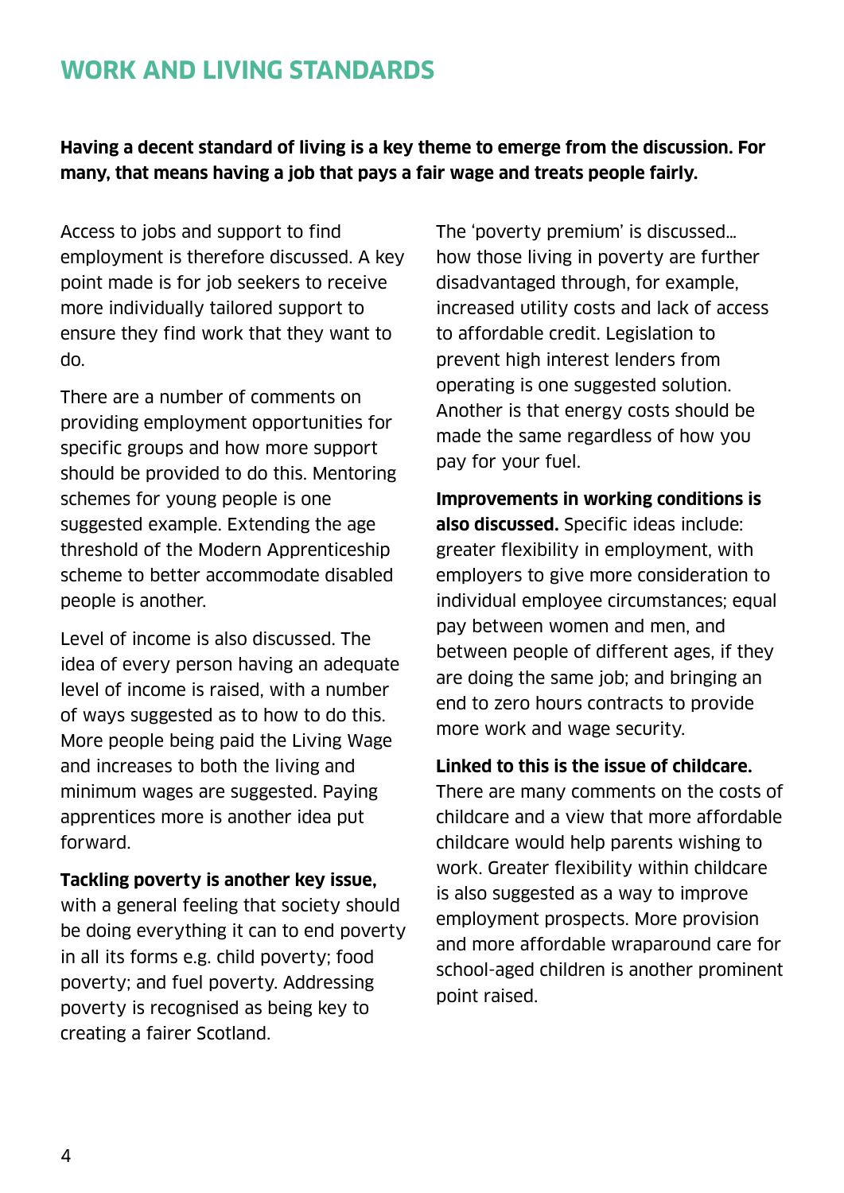## WORK AND LIVING STANDARDS

**Having a decent standard of living is a key theme to emerge from the discussion. For many, that means having a job that pays a fair wage and treats people fairly.**

Access to jobs and support to find employment is therefore discussed. A key point made is for job seekers to receive more individually tailored support to ensure they find work that they want to do.

There are a number of comments on providing employment opportunities for specific groups and how more support should be provided to do this. Mentoring schemes for young people is one suggested example. Extending the age threshold of the Modern Apprenticeship scheme to better accommodate disabled people is another.

Level of income is also discussed. The idea of every person having an adequate level of income is raised, with a number of ways suggested as to how to do this. More people being paid the Living Wage and increases to both the living and minimum wages are suggested. Paying apprentices more is another idea put forward.

**Tackling poverty is another key issue,** with a general feeling that society should be doing everything it can to end poverty in all its forms e.g. child poverty; food poverty; and fuel poverty. Addressing poverty is recognised as being key to creating a fairer Scotland.

The 'poverty premium' is discussed… how those living in poverty are further disadvantaged through, for example, increased utility costs and lack of access to affordable credit. Legislation to prevent high interest lenders from operating is one suggested solution. Another is that energy costs should be made the same regardless of how you pay for your fuel.

**Improvements in working conditions is also discussed.** Specific ideas include: greater flexibility in employment, with employers to give more consideration to individual employee circumstances; equal pay between women and men, and between people of different ages, if they are doing the same job; and bringing an end to zero hours contracts to provide more work and wage security.

**Linked to this is the issue of childcare.** There are many comments on the costs of childcare and a view that more affordable childcare would help parents wishing to work. Greater flexibility within childcare is also suggested as a way to improve employment prospects. More provision and more affordable wraparound care for school-aged children is another prominent point raised.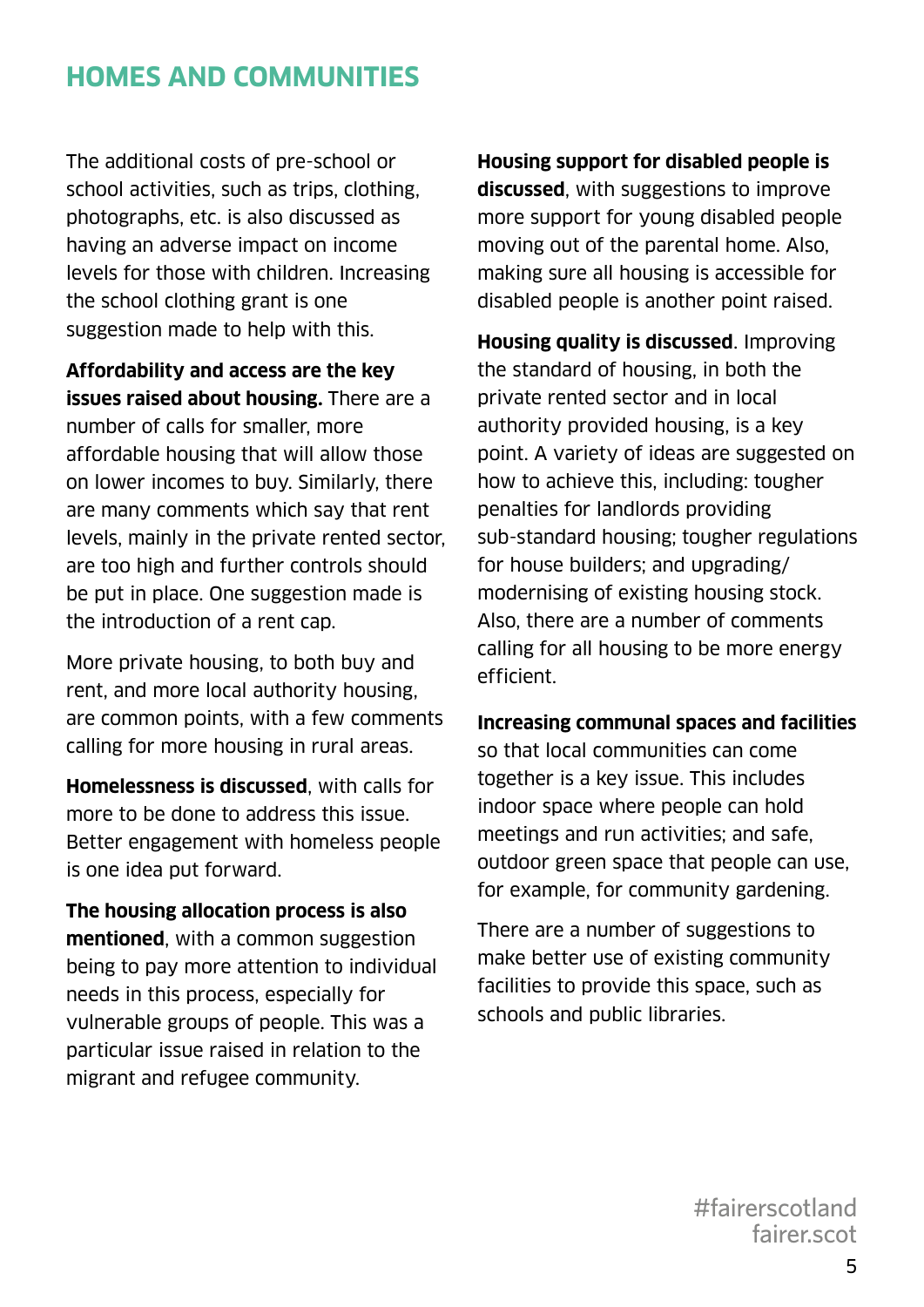## HOMES AND COMMUNITIES

The additional costs of pre-school or school activities, such as trips, clothing, photographs, etc. is also discussed as having an adverse impact on income levels for those with children. Increasing the school clothing grant is one suggestion made to help with this.

**Affordability and access are the key issues raised about housing.** There are a number of calls for smaller, more affordable housing that will allow those on lower incomes to buy. Similarly, there are many comments which say that rent levels, mainly in the private rented sector, are too high and further controls should be put in place. One suggestion made is the introduction of a rent cap.

More private housing, to both buy and rent, and more local authority housing, are common points, with a few comments calling for more housing in rural areas.

**Homelessness is discussed**, with calls for more to be done to address this issue. Better engagement with homeless people is one idea put forward.

**The housing allocation process is also mentioned**, with a common suggestion being to pay more attention to individual needs in this process, especially for vulnerable groups of people. This was a particular issue raised in relation to the migrant and refugee community.

**Housing support for disabled people is discussed**, with suggestions to improve more support for young disabled people moving out of the parental home. Also, making sure all housing is accessible for disabled people is another point raised.

**Housing quality is discussed**. Improving the standard of housing, in both the private rented sector and in local authority provided housing, is a key point. A variety of ideas are suggested on how to achieve this, including: tougher penalties for landlords providing sub-standard housing; tougher regulations for house builders; and upgrading/modernising of existing housing stock. Also, there are a number of comments calling for all housing to be more energy efficient.

**Increasing communal spaces and facilities** so that local communities can come together is a key issue. This includes indoor space where people can hold meetings and run activities; and safe, outdoor green space that people can use, for example, for community gardening.

There are a number of suggestions to make better use of existing community facilities to provide this space, such as schools and public libraries.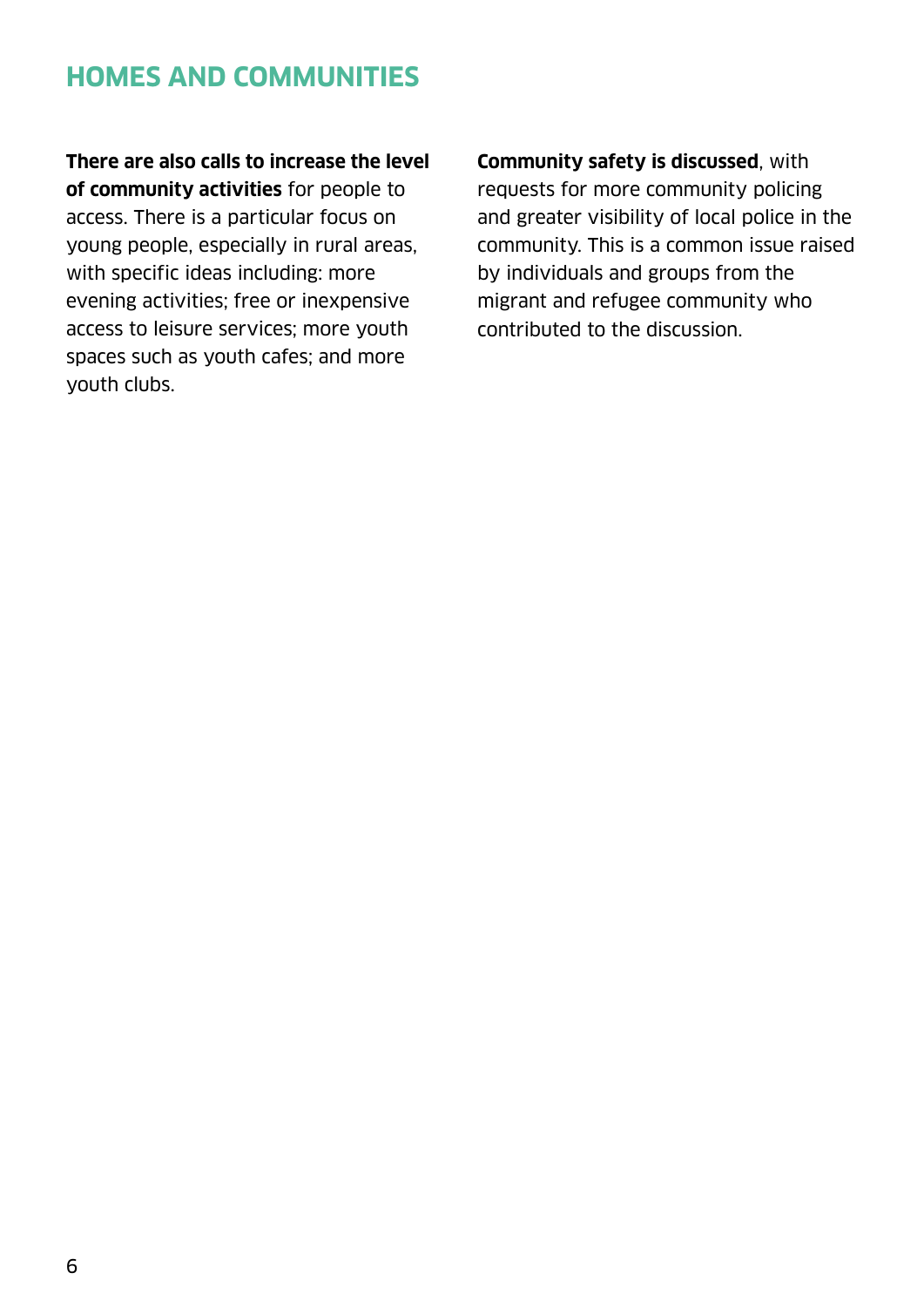## HOMES AND COMMUNITIES

**There are also calls to increase the level of community activities** for people to access. There is a particular focus on young people, especially in rural areas, with specific ideas including: more evening activities; free or inexpensive access to leisure services; more youth spaces such as youth cafes; and more youth clubs.

**Community safety is discussed**, with requests for more community policing and greater visibility of local police in the community. This is a common issue raised by individuals and groups from the migrant and refugee community who contributed to the discussion.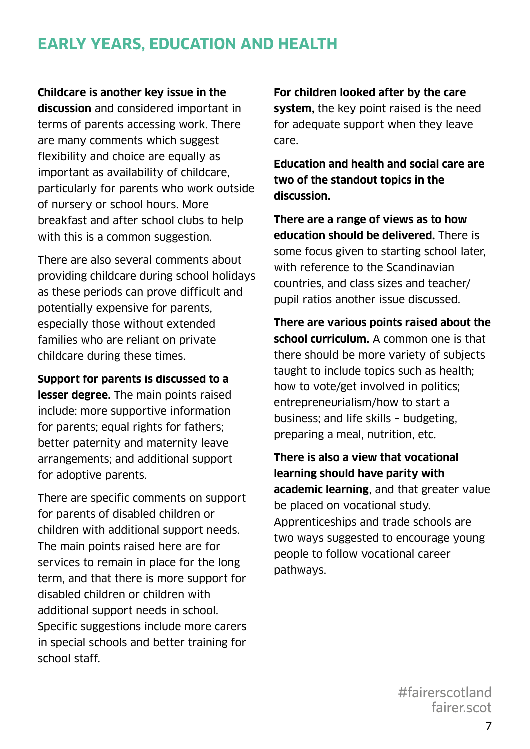## EARLY YEARS, EDUCATION AND HEALTH

**Childcare is another key issue in the discussion** and considered important in terms of parents accessing work. There are many comments which suggest flexibility and choice are equally as important as availability of childcare, particularly for parents who work outside of nursery or school hours. More breakfast and after school clubs to help with this is a common suggestion.

There are also several comments about providing childcare during school holidays as these periods can prove difficult and potentially expensive for parents, especially those without extended families who are reliant on private childcare during these times.

**Support for parents is discussed to a lesser degree.** The main points raised include: more supportive information for parents; equal rights for fathers; better paternity and maternity leave arrangements; and additional support for adoptive parents.

There are specific comments on support for parents of disabled children or children with additional support needs. The main points raised here are for services to remain in place for the long term, and that there is more support for disabled children or children with additional support needs in school. Specific suggestions include more carers in special schools and better training for school staff.

**For children looked after by the care system,** the key point raised is the need for adequate support when they leave care.

**Education and health and social care are two of the standout topics in the discussion.**

**There are a range of views as to how education should be delivered.** There is some focus given to starting school later, with reference to the Scandinavian countries, and class sizes and teacher/pupil ratios another issue discussed.

**There are various points raised about the school curriculum.** A common one is that there should be more variety of subjects taught to include topics such as health; how to vote/get involved in politics; entrepreneurialism/how to start a business; and life skills – budgeting, preparing a meal, nutrition, etc.

**There is also a view that vocational learning should have parity with academic learning**, and that greater value be placed on vocational study. Apprenticeships and trade schools are two ways suggested to encourage young people to follow vocational career pathways.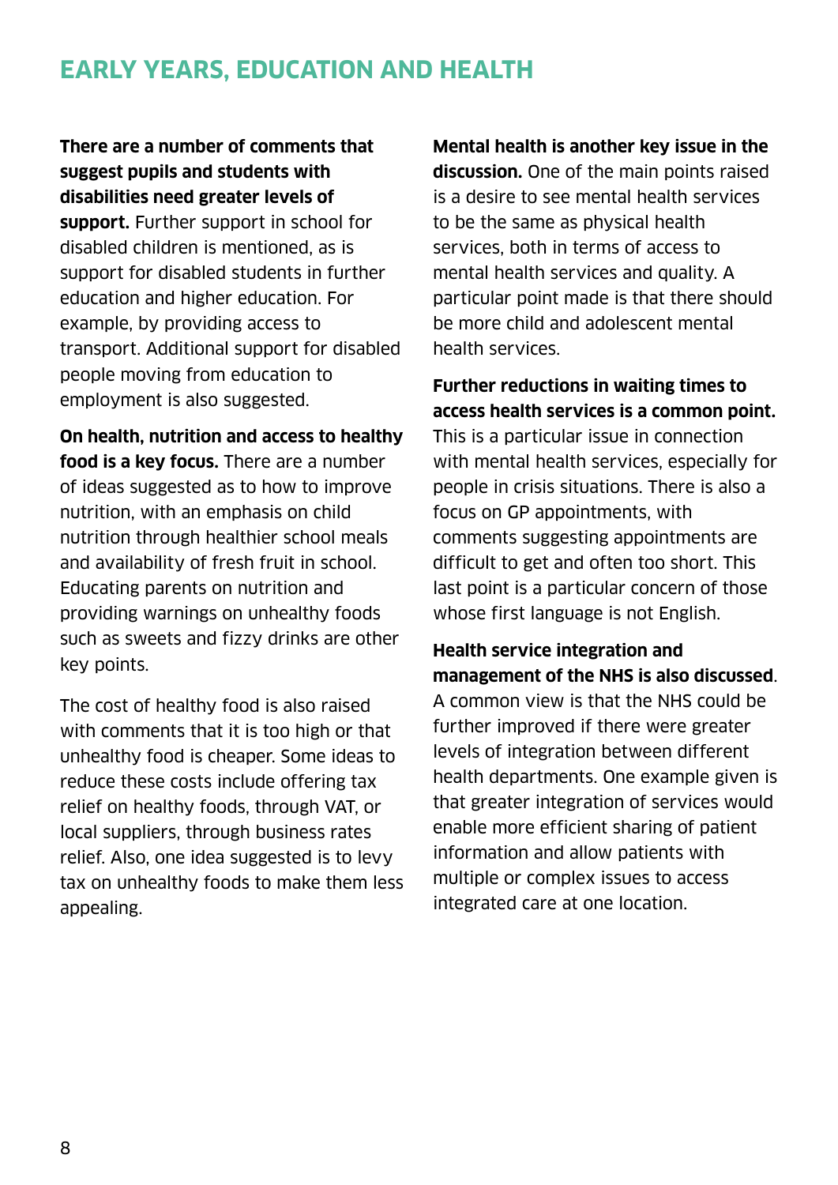# EARLY YEARS, EDUCATION AND HEALTH

**There are a number of comments that suggest pupils and students with disabilities need greater levels of support.** Further support in school for disabled children is mentioned, as is support for disabled students in further education and higher education. For example, by providing access to transport. Additional support for disabled people moving from education to employment is also suggested.

**On health, nutrition and access to healthy food is a key focus.** There are a number of ideas suggested as to how to improve nutrition, with an emphasis on child nutrition through healthier school meals and availability of fresh fruit in school. Educating parents on nutrition and providing warnings on unhealthy foods such as sweets and fizzy drinks are other key points.

The cost of healthy food is also raised with comments that it is too high or that unhealthy food is cheaper. Some ideas to reduce these costs include offering tax relief on healthy foods, through VAT, or local suppliers, through business rates relief. Also, one idea suggested is to levy tax on unhealthy foods to make them less appealing.

**Mental health is another key issue in the discussion.** One of the main points raised is a desire to see mental health services to be the same as physical health services, both in terms of access to mental health services and quality. A particular point made is that there should be more child and adolescent mental health services.

**Further reductions in waiting times to access health services is a common point.** This is a particular issue in connection with mental health services, especially for people in crisis situations. There is also a focus on GP appointments, with comments suggesting appointments are difficult to get and often too short. This last point is a particular concern of those whose first language is not English.

**Health service integration and management of the NHS is also discussed**. A common view is that the NHS could be further improved if there were greater levels of integration between different health departments. One example given is that greater integration of services would enable more efficient sharing of patient information and allow patients with multiple or complex issues to access integrated care at one location.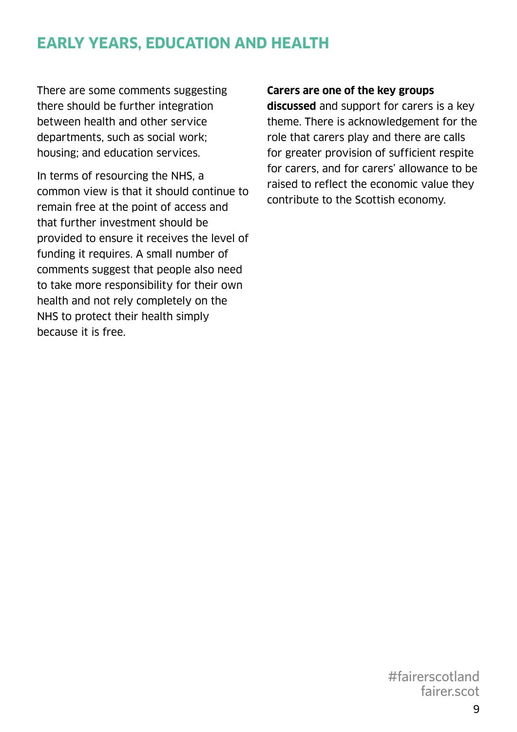## EARLY YEARS, EDUCATION AND HEALTH

There are some comments suggesting there should be further integration between health and other service departments, such as social work; housing; and education services.

In terms of resourcing the NHS, a common view is that it should continue to remain free at the point of access and that further investment should be provided to ensure it receives the level of funding it requires. A small number of comments suggest that people also need to take more responsibility for their own health and not rely completely on the NHS to protect their health simply because it is free.

**Carers are one of the key groups discussed** and support for carers is a key theme. There is acknowledgement for the role that carers play and there are calls for greater provision of sufficient respite for carers, and for carers' allowance to be raised to reflect the economic value they contribute to the Scottish economy.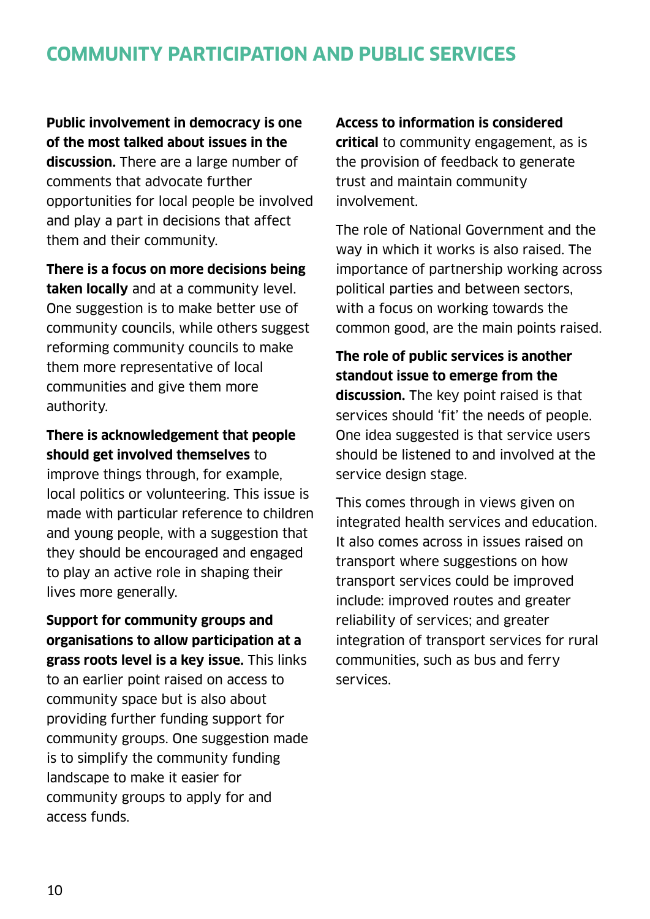## COMMUNITY PARTICIPATION AND PUBLIC SERVICES

**Public involvement in democracy is one of the most talked about issues in the discussion.** There are a large number of comments that advocate further opportunities for local people be involved and play a part in decisions that affect them and their community.

**There is a focus on more decisions being taken locally** and at a community level. One suggestion is to make better use of community councils, while others suggest reforming community councils to make them more representative of local communities and give them more authority.

**There is acknowledgement that people should get involved themselves** to improve things through, for example, local politics or volunteering. This issue is made with particular reference to children and young people, with a suggestion that they should be encouraged and engaged to play an active role in shaping their lives more generally.

**Support for community groups and organisations to allow participation at a grass roots level is a key issue.** This links to an earlier point raised on access to community space but is also about providing further funding support for community groups. One suggestion made is to simplify the community funding landscape to make it easier for community groups to apply for and access funds.

**Access to information is considered critical** to community engagement, as is the provision of feedback to generate trust and maintain community involvement.

The role of National Government and the way in which it works is also raised. The importance of partnership working across political parties and between sectors, with a focus on working towards the common good, are the main points raised.

**The role of public services is another standout issue to emerge from the discussion.** The key point raised is that services should 'fit' the needs of people. One idea suggested is that service users should be listened to and involved at the service design stage.

This comes through in views given on integrated health services and education. It also comes across in issues raised on transport where suggestions on how transport services could be improved include: improved routes and greater reliability of services; and greater integration of transport services for rural communities, such as bus and ferry services.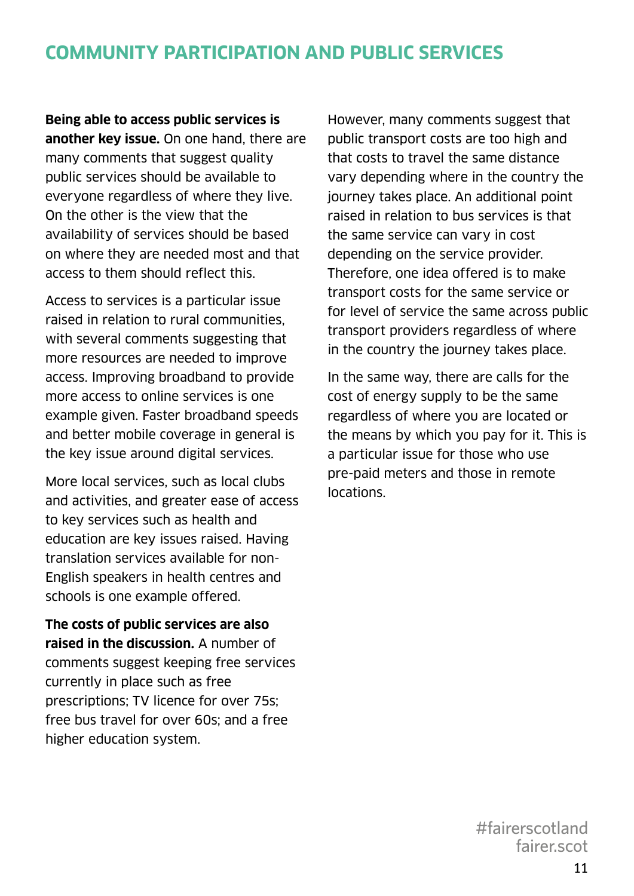## COMMUNITY PARTICIPATION AND PUBLIC SERVICES

**Being able to access public services is another key issue.** On one hand, there are many comments that suggest quality public services should be available to everyone regardless of where they live. On the other is the view that the availability of services should be based on where they are needed most and that access to them should reflect this.

Access to services is a particular issue raised in relation to rural communities, with several comments suggesting that more resources are needed to improve access. Improving broadband to provide more access to online services is one example given. Faster broadband speeds and better mobile coverage in general is the key issue around digital services.

More local services, such as local clubs and activities, and greater ease of access to key services such as health and education are key issues raised. Having translation services available for non-English speakers in health centres and schools is one example offered.

**The costs of public services are also raised in the discussion.** A number of comments suggest keeping free services currently in place such as free prescriptions; TV licence for over 75s; free bus travel for over 60s; and a free higher education system.

However, many comments suggest that public transport costs are too high and that costs to travel the same distance vary depending where in the country the journey takes place. An additional point raised in relation to bus services is that the same service can vary in cost depending on the service provider. Therefore, one idea offered is to make transport costs for the same service or for level of service the same across public transport providers regardless of where in the country the journey takes place.

In the same way, there are calls for the cost of energy supply to be the same regardless of where you are located or the means by which you pay for it. This is a particular issue for those who use pre-paid meters and those in remote locations.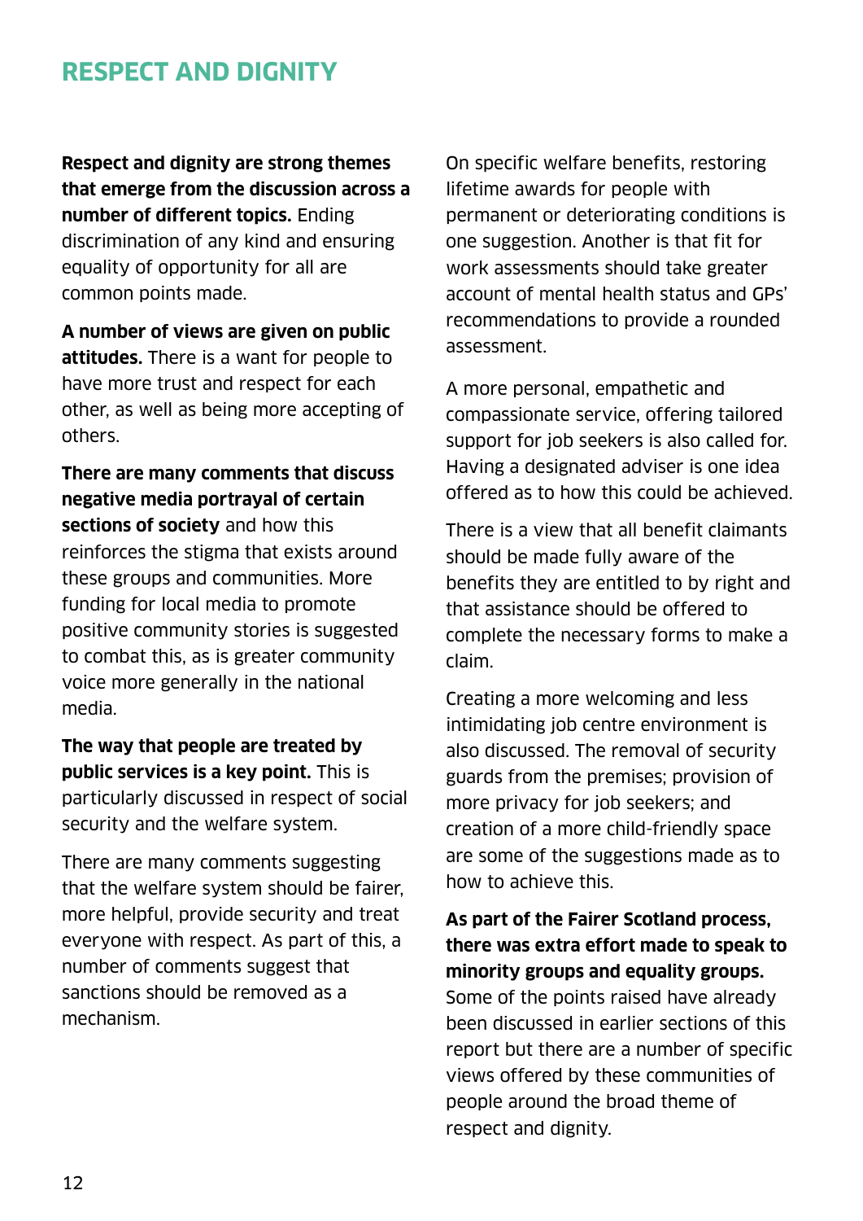## RESPECT AND DIGNITY

**Respect and dignity are strong themes that emerge from the discussion across a number of different topics.** Ending discrimination of any kind and ensuring equality of opportunity for all are common points made.

**A number of views are given on public attitudes.** There is a want for people to have more trust and respect for each other, as well as being more accepting of others.

**There are many comments that discuss negative media portrayal of certain sections of society** and how this reinforces the stigma that exists around these groups and communities. More funding for local media to promote positive community stories is suggested to combat this, as is greater community voice more generally in the national media.

**The way that people are treated by public services is a key point.** This is particularly discussed in respect of social security and the welfare system.

There are many comments suggesting that the welfare system should be fairer, more helpful, provide security and treat everyone with respect. As part of this, a number of comments suggest that sanctions should be removed as a mechanism.

On specific welfare benefits, restoring lifetime awards for people with permanent or deteriorating conditions is one suggestion. Another is that fit for work assessments should take greater account of mental health status and GPs' recommendations to provide a rounded assessment.

A more personal, empathetic and compassionate service, offering tailored support for job seekers is also called for. Having a designated adviser is one idea offered as to how this could be achieved.

There is a view that all benefit claimants should be made fully aware of the benefits they are entitled to by right and that assistance should be offered to complete the necessary forms to make a claim.

Creating a more welcoming and less intimidating job centre environment is also discussed. The removal of security guards from the premises; provision of more privacy for job seekers; and creation of a more child-friendly space are some of the suggestions made as to how to achieve this.

**As part of the Fairer Scotland process, there was extra effort made to speak to minority groups and equality groups.** Some of the points raised have already been discussed in earlier sections of this report but there are a number of specific views offered by these communities of people around the broad theme of respect and dignity.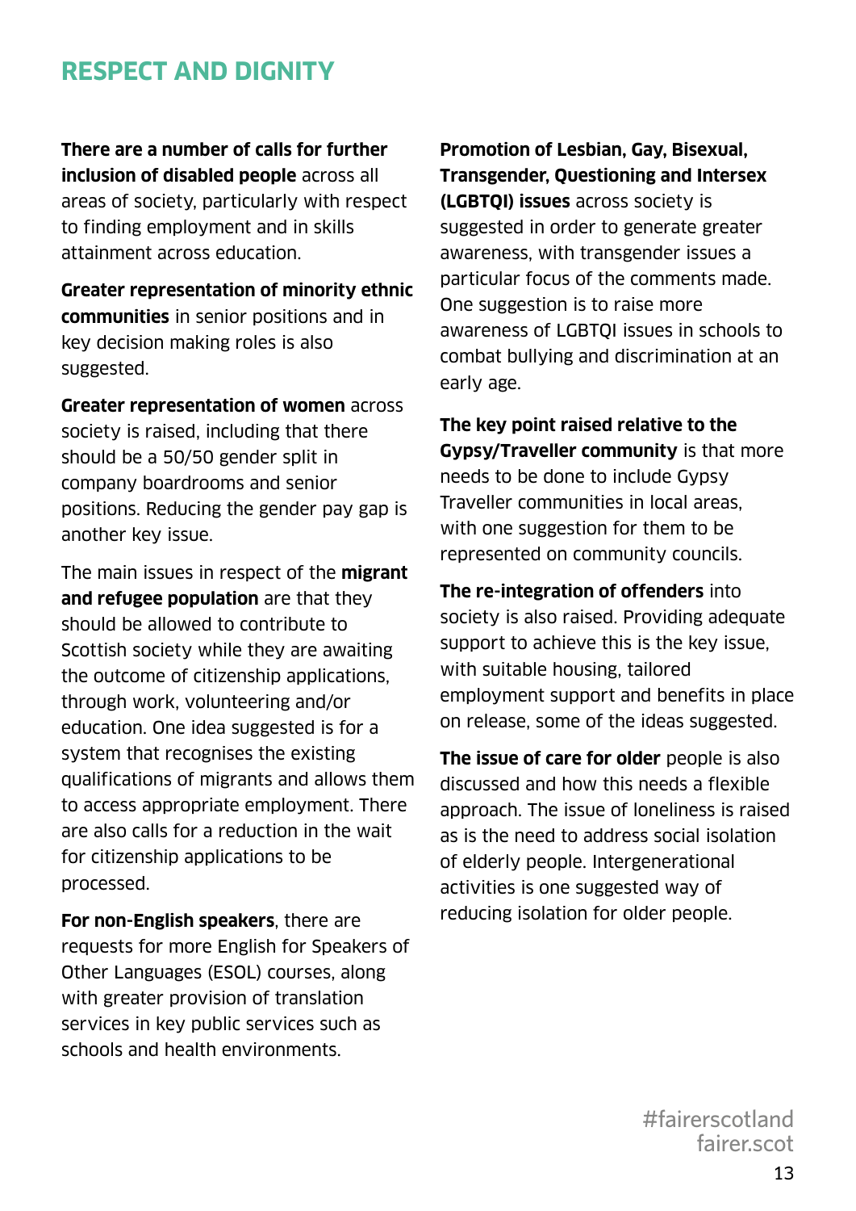## RESPECT AND DIGNITY

**There are a number of calls for further inclusion of disabled people** across all areas of society, particularly with respect to finding employment and in skills attainment across education.

**Greater representation of minority ethnic communities** in senior positions and in key decision making roles is also suggested.

**Greater representation of women** across society is raised, including that there should be a 50/50 gender split in company boardrooms and senior positions. Reducing the gender pay gap is another key issue.

The main issues in respect of the **migrant and refugee population** are that they should be allowed to contribute to Scottish society while they are awaiting the outcome of citizenship applications, through work, volunteering and/or education. One idea suggested is for a system that recognises the existing qualifications of migrants and allows them to access appropriate employment. There are also calls for a reduction in the wait for citizenship applications to be processed.

**For non-English speakers**, there are requests for more English for Speakers of Other Languages (ESOL) courses, along with greater provision of translation services in key public services such as schools and health environments.

**Promotion of Lesbian, Gay, Bisexual, Transgender, Questioning and Intersex (LGBTQI) issues** across society is suggested in order to generate greater awareness, with transgender issues a particular focus of the comments made. One suggestion is to raise more awareness of LGBTQI issues in schools to combat bullying and discrimination at an early age.

**The key point raised relative to the Gypsy/Traveller community** is that more needs to be done to include Gypsy Traveller communities in local areas, with one suggestion for them to be represented on community councils.

**The re-integration of offenders** into society is also raised. Providing adequate support to achieve this is the key issue, with suitable housing, tailored employment support and benefits in place on release, some of the ideas suggested.

**The issue of care for older** people is also discussed and how this needs a flexible approach. The issue of loneliness is raised as is the need to address social isolation of elderly people. Intergenerational activities is one suggested way of reducing isolation for older people.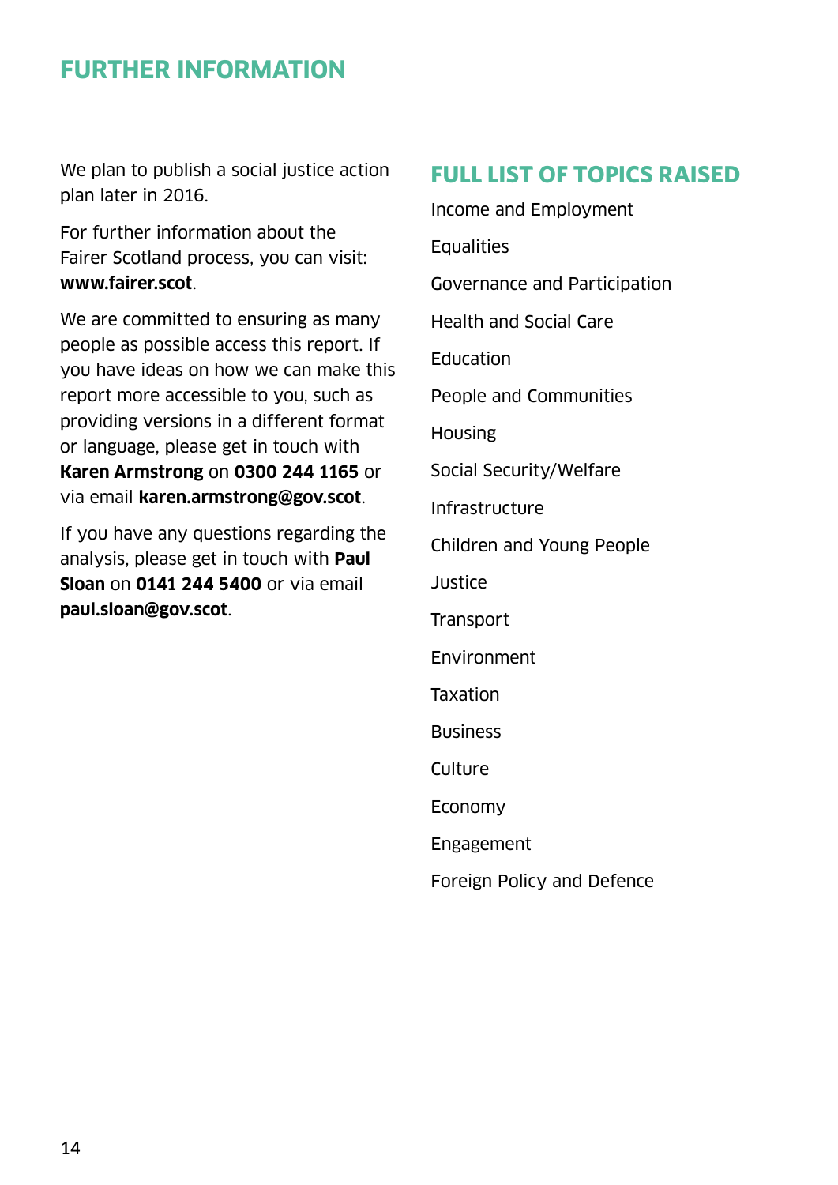## FURTHER INFORMATION

We plan to publish a social justice action plan later in 2016.

For further information about the Fairer Scotland process, you can visit: **www.fairer.scot**.

We are committed to ensuring as many people as possible access this report. If you have ideas on how we can make this report more accessible to you, such as providing versions in a different format or language, please get in touch with **Karen Armstrong** on **0300 244 1165** or via email **karen.armstrong@gov.scot**.

If you have any questions regarding the analysis, please get in touch with **Paul Sloan** on **0141 244 5400** or via email **paul.sloan@gov.scot**.

## FULL LIST OF TOPICS RAISED

Income and Employment

Equalities

Governance and Participation

Health and Social Care

Education

People and Communities

Housing

Social Security/Welfare

Infrastructure

Children and Young People

Justice

Transport

Environment

Taxation

Business

Culture

Economy

Engagement

Foreign Policy and Defence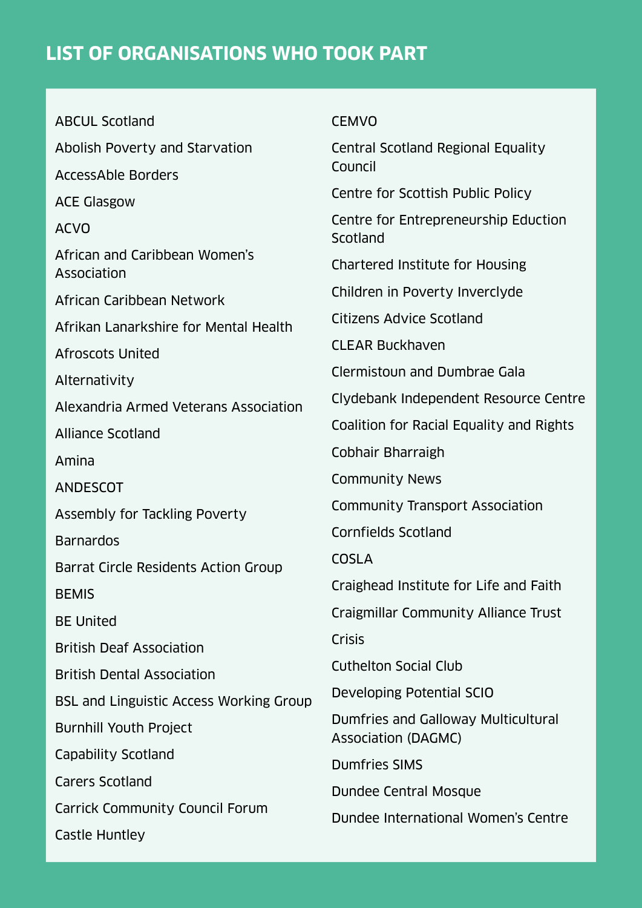## LIST OF ORGANISATIONS WHO TOOK PART

ABCUL Scotland

Abolish Poverty and Starvation

AccessAble Borders

ACE Glasgow

ACVO

African and Caribbean Women's Association

African Caribbean Network

Afrikan Lanarkshire for Mental Health

Afroscots United

Alternativity

Alexandria Armed Veterans Association

Alliance Scotland

Amina

ANDESCOT

Assembly for Tackling Poverty

Barnardos

Barrat Circle Residents Action Group

BEMIS

BE United

British Deaf Association

British Dental Association

BSL and Linguistic Access Working Group

Burnhill Youth Project

Capability Scotland

Carers Scotland

Carrick Community Council Forum

Castle Huntley

CEMVO

Central Scotland Regional Equality Council

Centre for Scottish Public Policy

Centre for Entrepreneurship Eduction Scotland

Chartered Institute for Housing

Children in Poverty Inverclyde

Citizens Advice Scotland

CLEAR Buckhaven

Clermistoun and Dumbrae Gala

Clydebank Independent Resource Centre

Coalition for Racial Equality and Rights

Cobhair Bharraigh

Community News

Community Transport Association

Cornfields Scotland

COSLA

Craighead Institute for Life and Faith

Craigmillar Community Alliance Trust

Crisis

Cuthelton Social Club

Developing Potential SCIO

Dumfries and Galloway Multicultural Association (DAGMC)

Dumfries SIMS

Dundee Central Mosque

Dundee International Women's Centre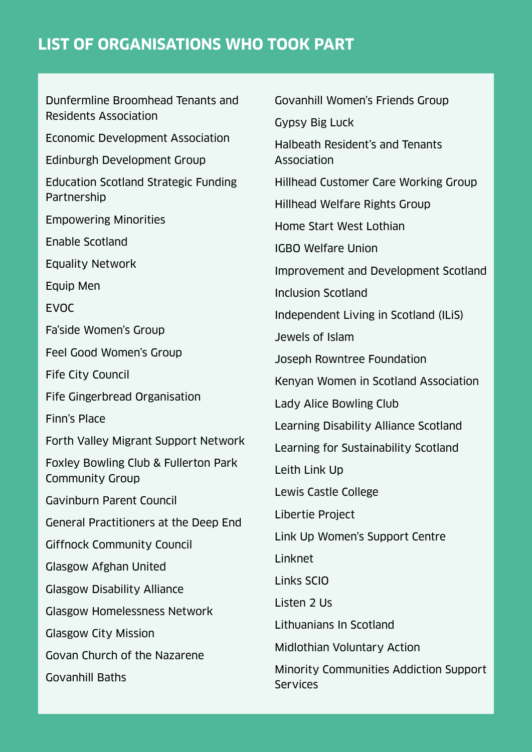## LIST OF ORGANISATIONS WHO TOOK PART

Dunfermline Broomhead Tenants and Residents Association

Economic Development Association

Edinburgh Development Group

Education Scotland Strategic Funding Partnership

Empowering Minorities

Enable Scotland

Equality Network

Equip Men

EVOC

Fa'side Women's Group

Feel Good Women's Group

Fife City Council

Fife Gingerbread Organisation

Finn's Place

Forth Valley Migrant Support Network

Foxley Bowling Club & Fullerton Park Community Group

Gavinburn Parent Council

General Practitioners at the Deep End

Giffnock Community Council

Glasgow Afghan United

Glasgow Disability Alliance

Glasgow Homelessness Network

Glasgow City Mission

Govan Church of the Nazarene

Govanhill Baths

Govanhill Women's Friends Group

Gypsy Big Luck

Halbeath Resident's and Tenants Association

Hillhead Customer Care Working Group

Hillhead Welfare Rights Group

Home Start West Lothian

IGBO Welfare Union

Improvement and Development Scotland

Inclusion Scotland

Independent Living in Scotland (ILiS)

Jewels of Islam

Joseph Rowntree Foundation

Kenyan Women in Scotland Association

Lady Alice Bowling Club

Learning Disability Alliance Scotland

Learning for Sustainability Scotland

Leith Link Up

Lewis Castle College

Libertie Project

Link Up Women's Support Centre

Linknet

Links SCIO

Listen 2 Us

Lithuanians In Scotland

Midlothian Voluntary Action

Minority Communities Addiction Support Services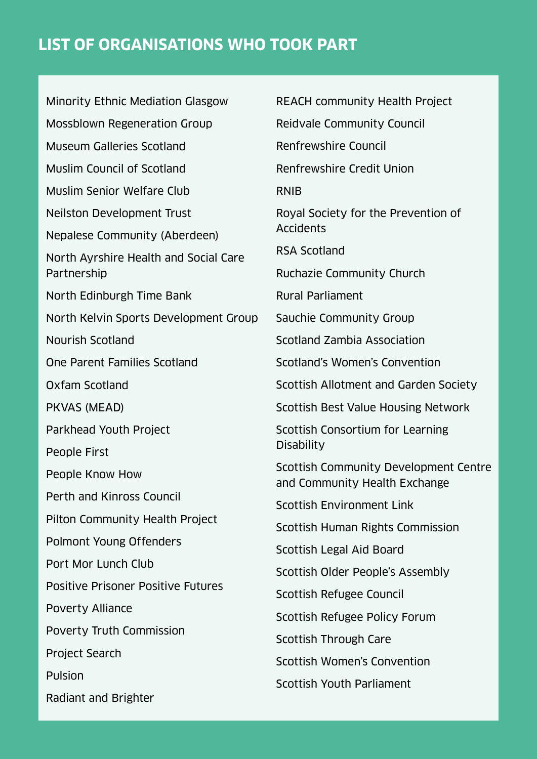## LIST OF ORGANISATIONS WHO TOOK PART

Minority Ethnic Mediation Glasgow

Mossblown Regeneration Group

Museum Galleries Scotland

Muslim Council of Scotland

Muslim Senior Welfare Club

Neilston Development Trust

Nepalese Community (Aberdeen)

North Ayrshire Health and Social Care Partnership

North Edinburgh Time Bank

North Kelvin Sports Development Group

Nourish Scotland

One Parent Families Scotland

Oxfam Scotland

PKVAS (MEAD)

Parkhead Youth Project

People First

People Know How

Perth and Kinross Council

Pilton Community Health Project

Polmont Young Offenders

Port Mor Lunch Club

Positive Prisoner Positive Futures

Poverty Alliance

Poverty Truth Commission

Project Search

Pulsion

Radiant and Brighter

REACH community Health Project

Reidvale Community Council

Renfrewshire Council

Renfrewshire Credit Union

RNIB

Royal Society for the Prevention of Accidents

RSA Scotland

Ruchazie Community Church

Rural Parliament

Sauchie Community Group

Scotland Zambia Association

Scotland's Women's Convention

Scottish Allotment and Garden Society

Scottish Best Value Housing Network

Scottish Consortium for Learning Disability

Scottish Community Development Centre and Community Health Exchange

Scottish Environment Link

Scottish Human Rights Commission

Scottish Legal Aid Board

Scottish Older People's Assembly

Scottish Refugee Council

Scottish Refugee Policy Forum

Scottish Through Care

Scottish Women's Convention

Scottish Youth Parliament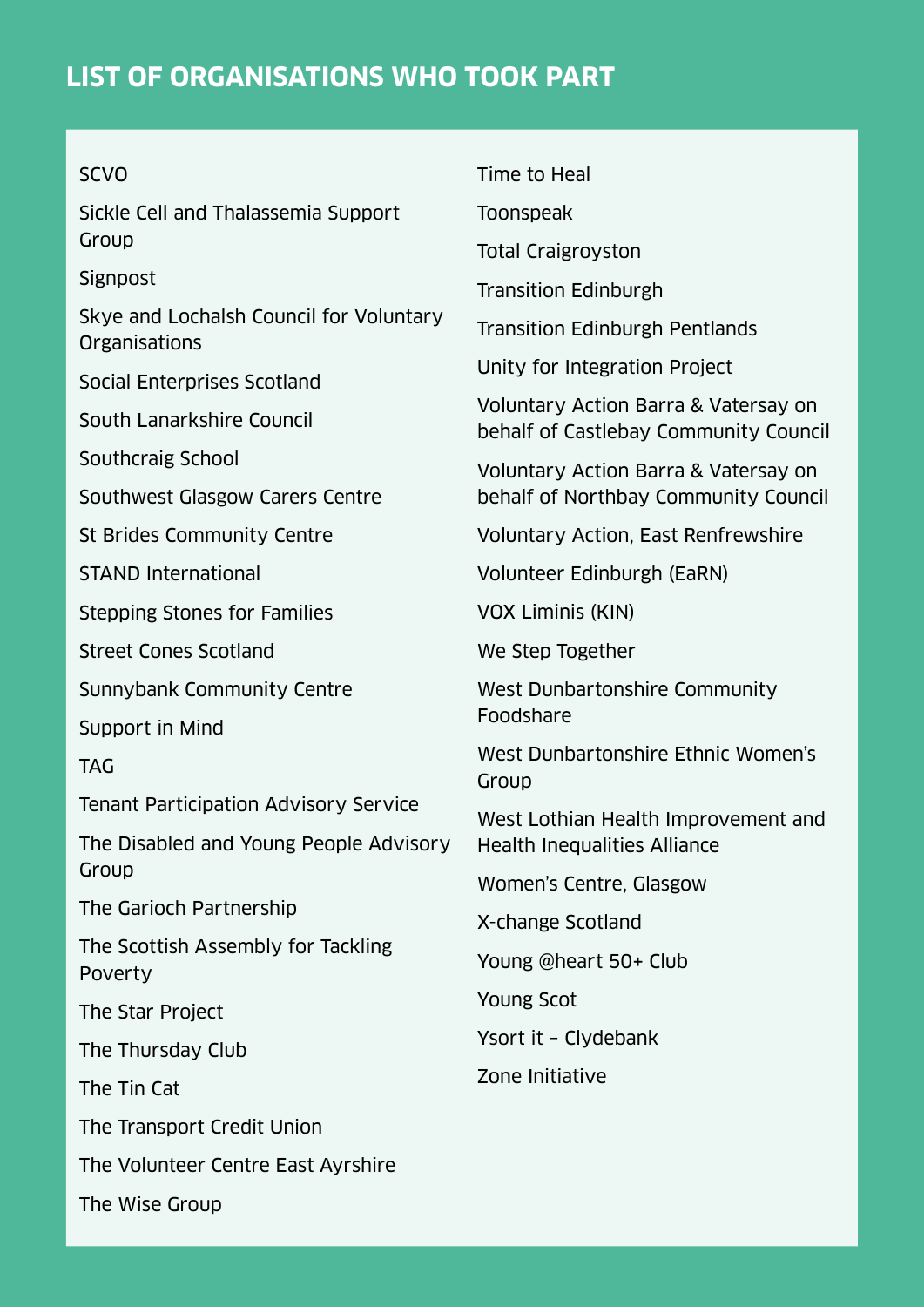## LIST OF ORGANISATIONS WHO TOOK PART

SCVO

Sickle Cell and Thalassemia Support Group

Signpost

Skye and Lochalsh Council for Voluntary Organisations

Social Enterprises Scotland

South Lanarkshire Council

Southcraig School

Southwest Glasgow Carers Centre

St Brides Community Centre

STAND International

Stepping Stones for Families

Street Cones Scotland

Sunnybank Community Centre

Support in Mind

TAG

Tenant Participation Advisory Service

The Disabled and Young People Advisory Group

The Garioch Partnership

The Scottish Assembly for Tackling Poverty

The Star Project

The Thursday Club

The Tin Cat

The Transport Credit Union

The Volunteer Centre East Ayrshire

The Wise Group

Time to Heal

Toonspeak

Total Craigroyston

Transition Edinburgh

Transition Edinburgh Pentlands

Unity for Integration Project

Voluntary Action Barra & Vatersay on behalf of Castlebay Community Council

Voluntary Action Barra & Vatersay on behalf of Northbay Community Council

Voluntary Action, East Renfrewshire

Volunteer Edinburgh (EaRN)

VOX Liminis (KIN)

We Step Together

West Dunbartonshire Community Foodshare

West Dunbartonshire Ethnic Women's Group

West Lothian Health Improvement and Health Inequalities Alliance

Women's Centre, Glasgow

X-change Scotland

Young @heart 50+ Club

Young Scot

Ysort it – Clydebank

Zone Initiative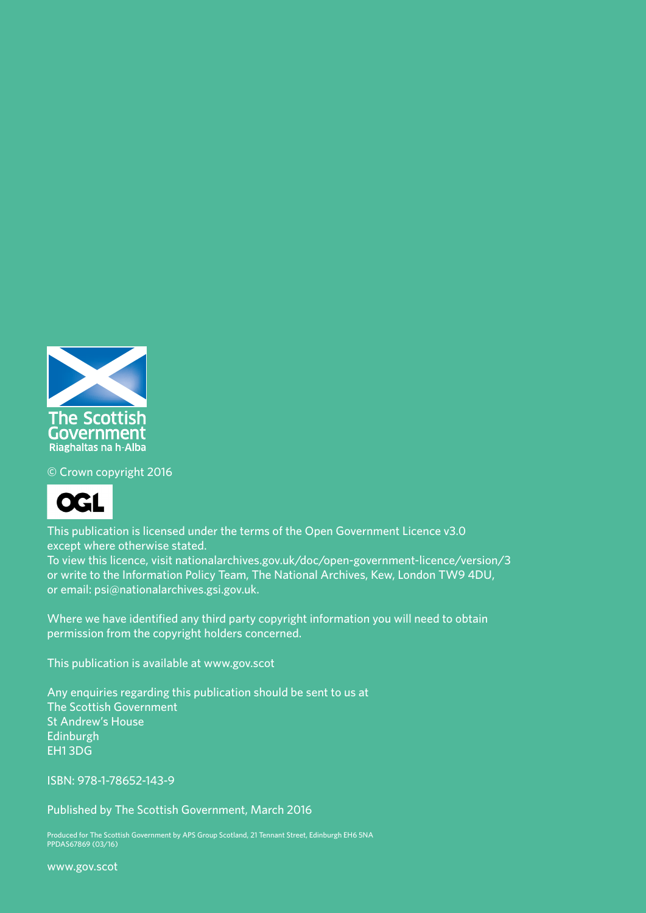The Scottish Government
Riaghaltas na h-Alba

© Crown copyright 2016

OGL

This publication is licensed under the terms of the Open Government Licence v3.0 except where otherwise stated.
To view this licence, visit nationalarchives.gov.uk/doc/open-government-licence/version/3 or write to the Information Policy Team, The National Archives, Kew, London TW9 4DU, or email: psi@nationalarchives.gsi.gov.uk.

Where we have identified any third party copyright information you will need to obtain permission from the copyright holders concerned.

This publication is available at www.gov.scot

Any enquiries regarding this publication should be sent to us at
The Scottish Government
St Andrew's House
Edinburgh
EH1 3DG

ISBN: 978-1-78652-143-9

Published by The Scottish Government, March 2016

Produced for The Scottish Government by APS Group Scotland, 21 Tennant Street, Edinburgh EH6 5NA
PPDAS67869 (03/16)

www.gov.scot